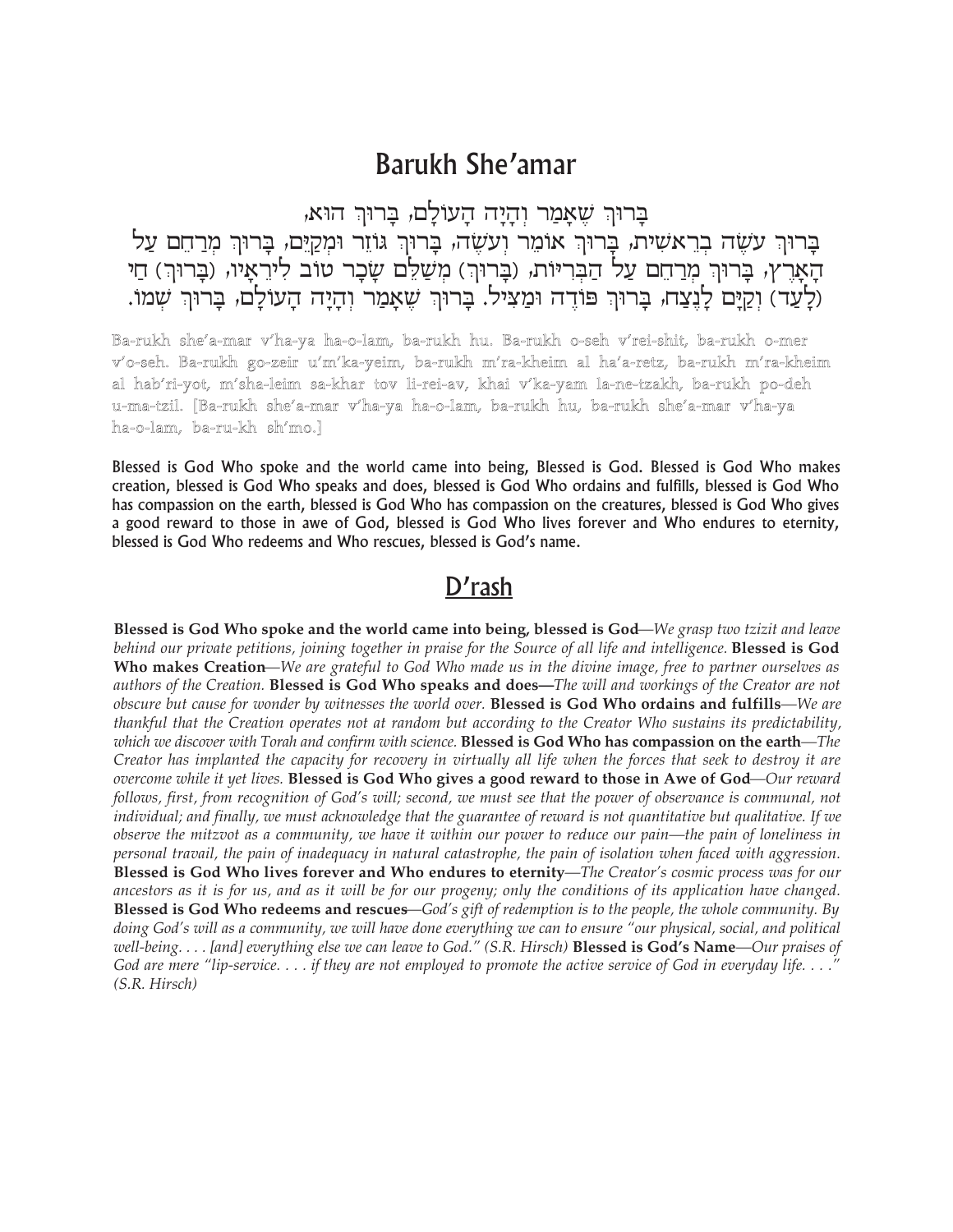# Barukh She'amar

בָּרוּךְ שֶׁאָמַר וְהָיָה הָעוֹלָם, בָּרוּךְ הוּא,
בָּרוּךְ עֹשֶׂה בְרֵאשִׁית, בָּרוּךְ אוֹמֵר וְעֹשֶׂה, בָּרוּךְ גּוֹזֵר וּמְקַיֵּם, בָּרוּךְ מְרַחֵם עַל הָאָרֶץ, בָּרוּךְ מְרַחֵם עַל הַבְּרִיּוֹת, (בָּרוּךְ) מְשַׁלֵּם שָׂכָר טוֹב לִירֵאָיו, (בָּרוּךְ) חַי (לָעַד) וְקַיָּם לָנֶצַח, בָּרוּךְ פּוֹדֶה וּמַצִּיל. בָּרוּךְ שֶׁאָמַר וְהָיָה הָעוֹלָם, בָּרוּךְ שְׁמוֹ.

Ba-rukh she'a-mar v'ha-ya ha-o-lam, ba-rukh hu. Ba-rukh o-seh v'rei-shit, ba-rukh o-mer v'o-seh. Ba-rukh go-zeir u'm'ka-yeim, ba-rukh m'ra-kheim al ha'a-retz, ba-rukh m'ra-kheim al hab'ri-yot, m'sha-leim sa-khar tov li-rei-av, khai v'ka-yam la-ne-tzakh, ba-rukh po-deh u-ma-tzil. [Ba-rukh she'a-mar v'ha-ya ha-o-lam, ba-rukh hu, ba-rukh she'a-mar v'ha-ya ha-o-lam, ba-ru-kh sh'mo.]

Blessed is God Who spoke and the world came into being, Blessed is God. Blessed is God Who makes creation, blessed is God Who speaks and does, blessed is God Who ordains and fulfills, blessed is God Who has compassion on the earth, blessed is God Who has compassion on the creatures, blessed is God Who gives a good reward to those in awe of God, blessed is God Who lives forever and Who endures to eternity, blessed is God Who redeems and Who rescues, blessed is God's name.

## D'rash

**Blessed is God Who spoke and the world came into being, blessed is God**—*We grasp two tzizit and leave behind our private petitions, joining together in praise for the Source of all life and intelligence.* **Blessed is God Who makes Creation**—*We are grateful to God Who made us in the divine image, free to partner ourselves as authors of the Creation.* **Blessed is God Who speaks and does—***The will and workings of the Creator are not obscure but cause for wonder by witnesses the world over.* **Blessed is God Who ordains and fulfills**—*We are thankful that the Creation operates not at random but according to the Creator Who sustains its predictability, which we discover with Torah and confirm with science.* **Blessed is God Who has compassion on the earth**—*The Creator has implanted the capacity for recovery in virtually all life when the forces that seek to destroy it are overcome while it yet lives.* **Blessed is God Who gives a good reward to those in Awe of God**—*Our reward follows, first, from recognition of God's will; second, we must see that the power of observance is communal, not individual; and finally, we must acknowledge that the guarantee of reward is not quantitative but qualitative. If we observe the mitzvot as a community, we have it within our power to reduce our pain—the pain of loneliness in personal travail, the pain of inadequacy in natural catastrophe, the pain of isolation when faced with aggression.* **Blessed is God Who lives forever and Who endures to eternity**—*The Creator's cosmic process was for our ancestors as it is for us, and as it will be for our progeny; only the conditions of its application have changed.* **Blessed is God Who redeems and rescues**—*God's gift of redemption is to the people, the whole community. By doing God's will as a community, we will have done everything we can to ensure "our physical, social, and political well-being. . . . [and] everything else we can leave to God." (S.R. Hirsch)* **Blessed is God's Name**—*Our praises of God are mere "lip-service. . . . if they are not employed to promote the active service of God in everyday life. . . ." (S.R. Hirsch)*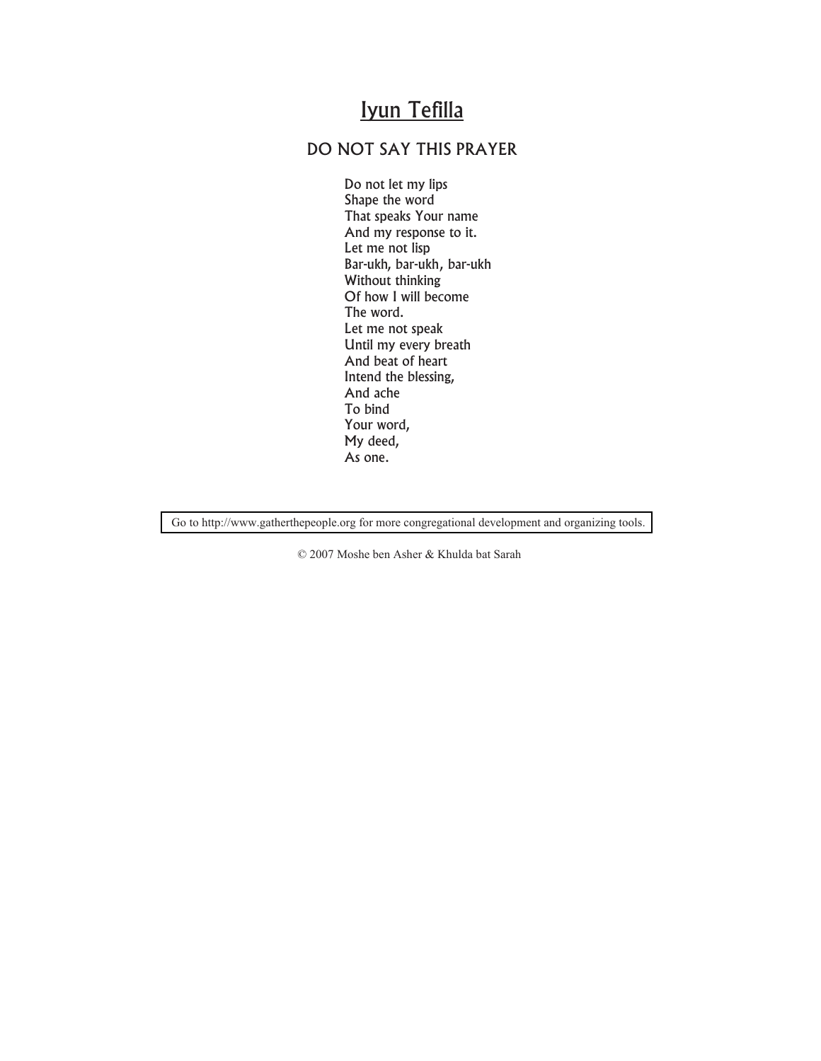# Iyun Tefilla

## DO NOT SAY THIS PRAYER

Do not let my lips  
Shape the word  
That speaks Your name  
And my response to it.  
Let me not lisp  
Bar-ukh, bar-ukh, bar-ukh  
Without thinking  
Of how I will become  
The word.  
Let me not speak  
Until my every breath  
And beat of heart  
Intend the blessing,  
And ache  
To bind  
Your word,  
My deed,  
As one.

Go to http://www.gatherthepeople.org for more congregational development and organizing tools.

© 2007 Moshe ben Asher & Khulda bat Sarah